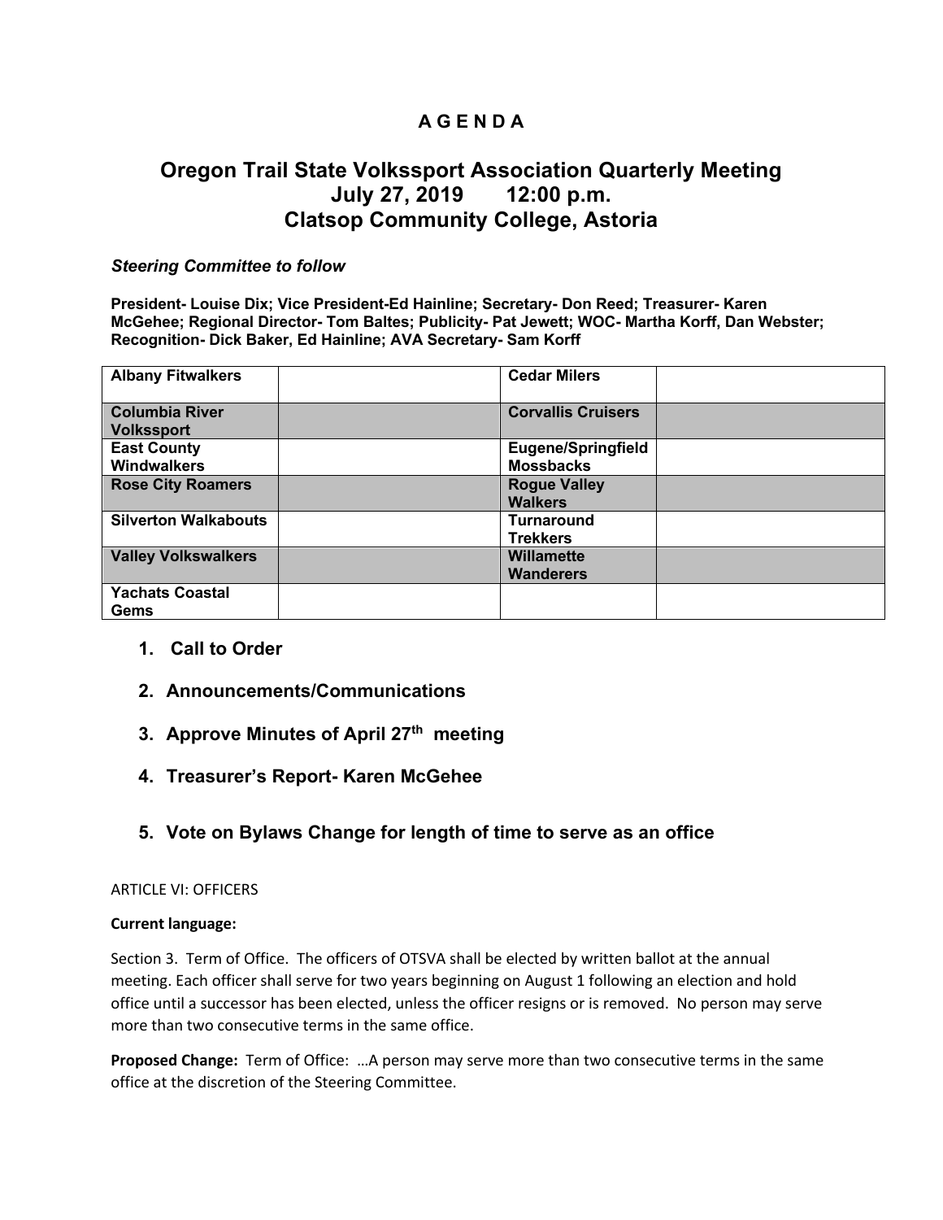# A G E N D A

## Oregon Trail State Volkssport Association Quarterly Meeting
## July 27, 2019 12:00 p.m.
## Clatsop Community College, Astoria

***Steering Committee to follow***

**President- Louise Dix; Vice President-Ed Hainline; Secretary- Don Reed; Treasurer- Karen McGehee; Regional Director- Tom Baltes; Publicity- Pat Jewett; WOC- Martha Korff, Dan Webster; Recognition- Dick Baker, Ed Hainline; AVA Secretary- Sam Korff**

| | | | |
|---|---|---|---|
| **Albany Fitwalkers** | | **Cedar Milers** | |
| **Columbia River Volkssport** | | **Corvallis Cruisers** | |
| **East County Windwalkers** | | **Eugene/Springfield Mossbacks** | |
| **Rose City Roamers** | | **Rogue Valley Walkers** | |
| **Silverton Walkabouts** | | **Turnaround Trekkers** | |
| **Valley Volkswalkers** | | **Willamette Wanderers** | |
| **Yachats Coastal Gems** | | | |

1. **Call to Order**
2. **Announcements/Communications**
3. **Approve Minutes of April 27th meeting**
4. **Treasurer's Report- Karen McGehee**
5. **Vote on Bylaws Change for length of time to serve as an office**

ARTICLE VI: OFFICERS

**Current language:**

Section 3. Term of Office. The officers of OTSVA shall be elected by written ballot at the annual meeting. Each officer shall serve for two years beginning on August 1 following an election and hold office until a successor has been elected, unless the officer resigns or is removed. No person may serve more than two consecutive terms in the same office.

**Proposed Change:** Term of Office: …A person may serve more than two consecutive terms in the same office at the discretion of the Steering Committee.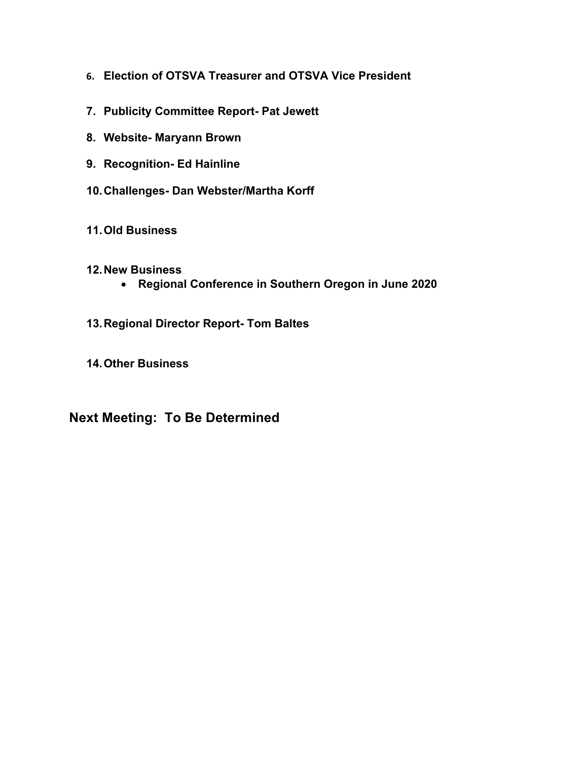6. **Election of OTSVA Treasurer and OTSVA Vice President**
7. **Publicity Committee Report- Pat Jewett**
8. **Website- Maryann Brown**
9. **Recognition- Ed Hainline**
10. **Challenges- Dan Webster/Martha Korff**
11. **Old Business**
12. **New Business**
    - **Regional Conference in Southern Oregon in June 2020**
13. **Regional Director Report- Tom Baltes**
14. **Other Business**

**Next Meeting: To Be Determined**